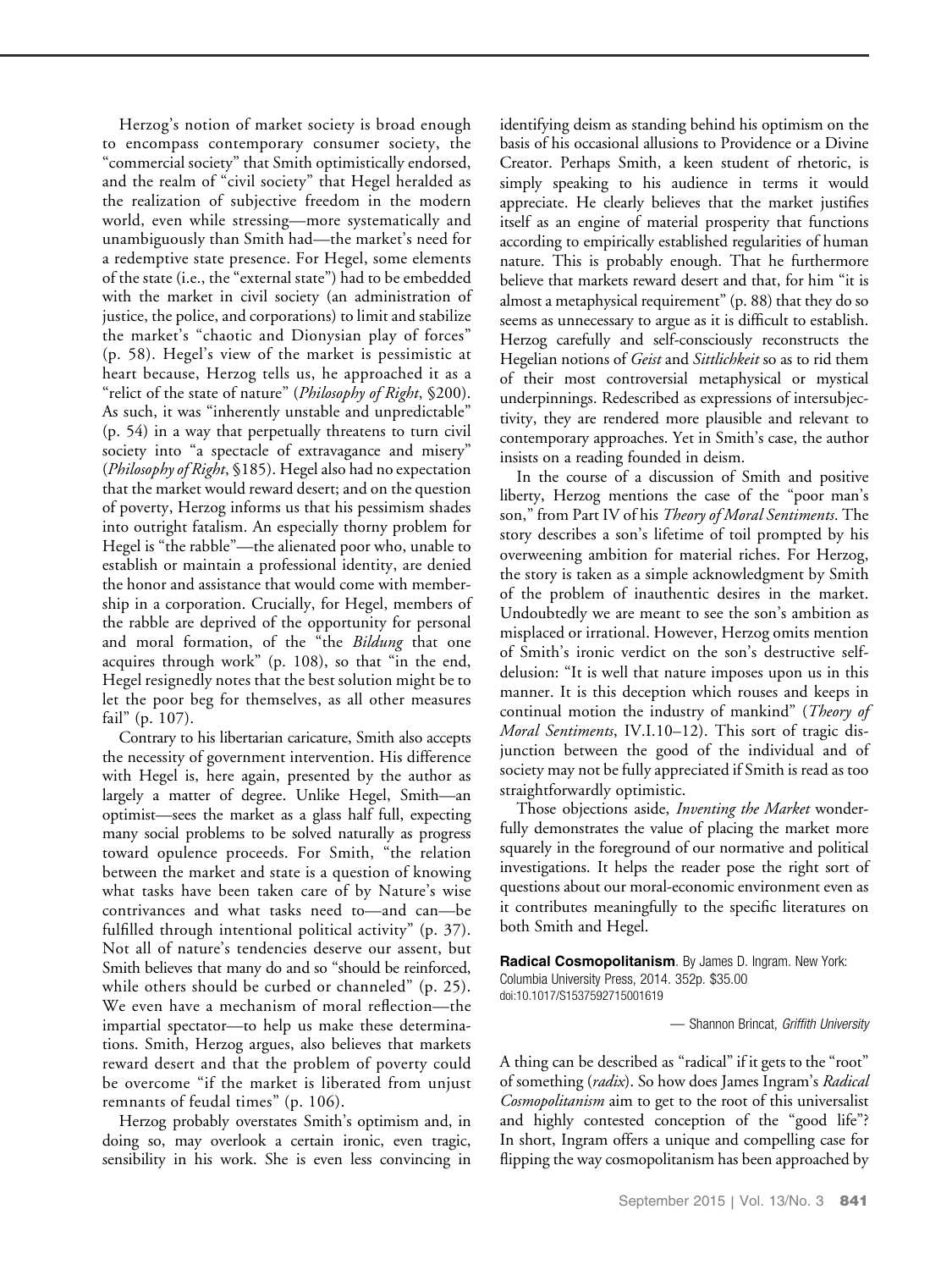Herzog's notion of market society is broad enough to encompass contemporary consumer society, the "commercial society" that Smith optimistically endorsed, and the realm of "civil society" that Hegel heralded as the realization of subjective freedom in the modern world, even while stressing—more systematically and unambiguously than Smith had—the market's need for a redemptive state presence. For Hegel, some elements of the state (i.e., the "external state") had to be embedded with the market in civil society (an administration of justice, the police, and corporations) to limit and stabilize the market's "chaotic and Dionysian play of forces" (p. 58). Hegel's view of the market is pessimistic at heart because, Herzog tells us, he approached it as a "relict of the state of nature" (*Philosophy of Right*, §200). As such, it was "inherently unstable and unpredictable" (p. 54) in a way that perpetually threatens to turn civil society into "a spectacle of extravagance and misery" (*Philosophy of Right*, §185). Hegel also had no expectation that the market would reward desert; and on the question of poverty, Herzog informs us that his pessimism shades into outright fatalism. An especially thorny problem for Hegel is "the rabble"—the alienated poor who, unable to establish or maintain a professional identity, are denied the honor and assistance that would come with membership in a corporation. Crucially, for Hegel, members of the rabble are deprived of the opportunity for personal and moral formation, of the "the *Bildung* that one acquires through work" (p. 108), so that "in the end, Hegel resignedly notes that the best solution might be to let the poor beg for themselves, as all other measures fail" (p. 107).

Contrary to his libertarian caricature, Smith also accepts the necessity of government intervention. His difference with Hegel is, here again, presented by the author as largely a matter of degree. Unlike Hegel, Smith—an optimist—sees the market as a glass half full, expecting many social problems to be solved naturally as progress toward opulence proceeds. For Smith, "the relation between the market and state is a question of knowing what tasks have been taken care of by Nature's wise contrivances and what tasks need to—and can—be fulfilled through intentional political activity" (p. 37). Not all of nature's tendencies deserve our assent, but Smith believes that many do and so "should be reinforced, while others should be curbed or channeled" (p. 25). We even have a mechanism of moral reflection—the impartial spectator—to help us make these determinations. Smith, Herzog argues, also believes that markets reward desert and that the problem of poverty could be overcome "if the market is liberated from unjust remnants of feudal times" (p. 106).

Herzog probably overstates Smith's optimism and, in doing so, may overlook a certain ironic, even tragic, sensibility in his work. She is even less convincing in identifying deism as standing behind his optimism on the basis of his occasional allusions to Providence or a Divine Creator. Perhaps Smith, a keen student of rhetoric, is simply speaking to his audience in terms it would appreciate. He clearly believes that the market justifies itself as an engine of material prosperity that functions according to empirically established regularities of human nature. This is probably enough. That he furthermore believe that markets reward desert and that, for him "it is almost a metaphysical requirement" (p. 88) that they do so seems as unnecessary to argue as it is difficult to establish. Herzog carefully and self-consciously reconstructs the Hegelian notions of *Geist* and *Sittlichkeit* so as to rid them of their most controversial metaphysical or mystical underpinnings. Redescribed as expressions of intersubjectivity, they are rendered more plausible and relevant to contemporary approaches. Yet in Smith's case, the author insists on a reading founded in deism.

In the course of a discussion of Smith and positive liberty, Herzog mentions the case of the "poor man's son," from Part IV of his *Theory of Moral Sentiments*. The story describes a son's lifetime of toil prompted by his overweening ambition for material riches. For Herzog, the story is taken as a simple acknowledgment by Smith of the problem of inauthentic desires in the market. Undoubtedly we are meant to see the son's ambition as misplaced or irrational. However, Herzog omits mention of Smith's ironic verdict on the son's destructive self-delusion: "It is well that nature imposes upon us in this manner. It is this deception which rouses and keeps in continual motion the industry of mankind" (*Theory of Moral Sentiments*, IV.I.10–12). This sort of tragic disjunction between the good of the individual and of society may not be fully appreciated if Smith is read as too straightforwardly optimistic.

Those objections aside, *Inventing the Market* wonderfully demonstrates the value of placing the market more squarely in the foreground of our normative and political investigations. It helps the reader pose the right sort of questions about our moral-economic environment even as it contributes meaningfully to the specific literatures on both Smith and Hegel.

**Radical Cosmopolitanism**. By James D. Ingram. New York: Columbia University Press, 2014. 352p. $35.00
doi:10.1017/S1537592715001619

— Shannon Brincat, *Griffith University*

A thing can be described as "radical" if it gets to the "root" of something (*radix*). So how does James Ingram's *Radical Cosmopolitanism* aim to get to the root of this universalist and highly contested conception of the "good life"? In short, Ingram offers a unique and compelling case for flipping the way cosmopolitanism has been approached by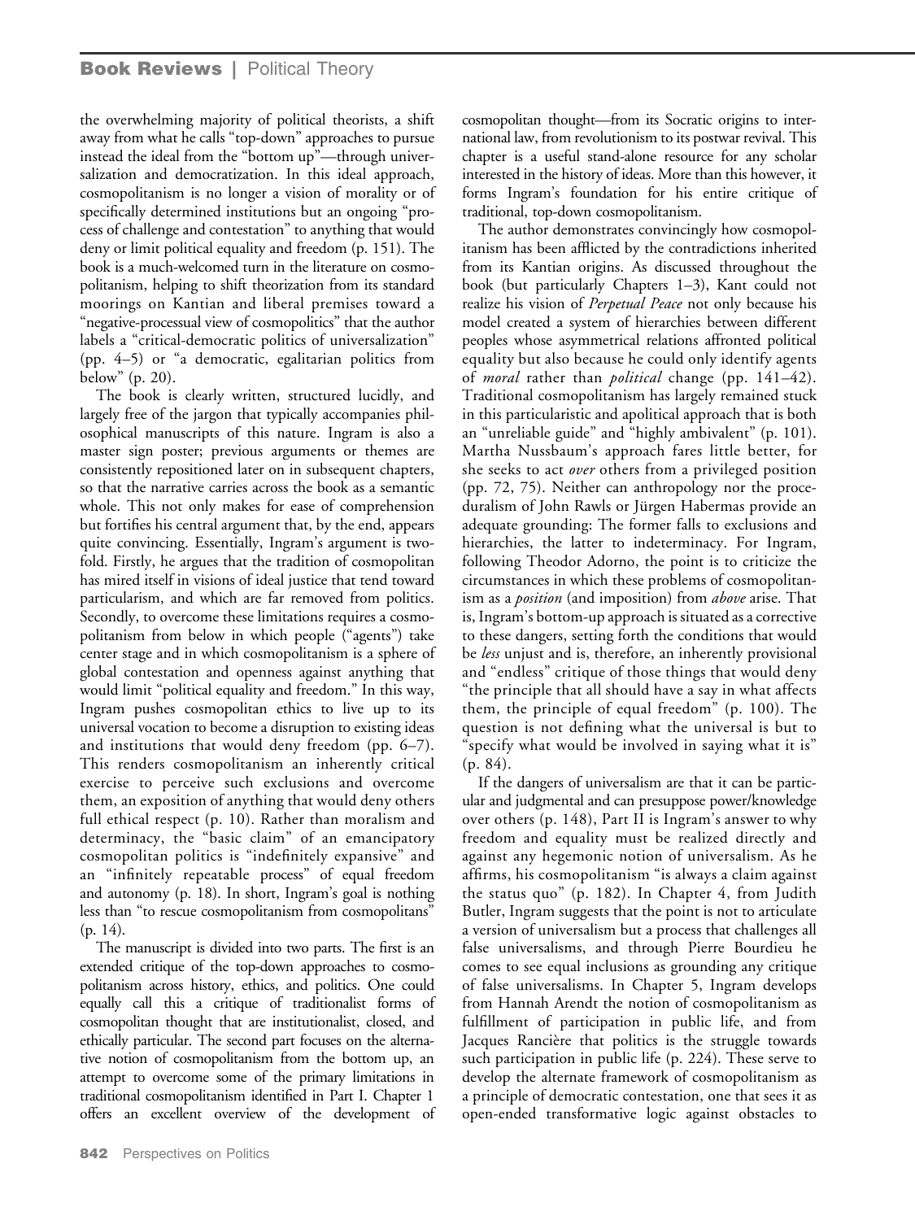the overwhelming majority of political theorists, a shift away from what he calls "top-down" approaches to pursue instead the ideal from the "bottom up"—through universalization and democratization. In this ideal approach, cosmopolitanism is no longer a vision of morality or of specifically determined institutions but an ongoing "process of challenge and contestation" to anything that would deny or limit political equality and freedom (p. 151). The book is a much-welcomed turn in the literature on cosmopolitanism, helping to shift theorization from its standard moorings on Kantian and liberal premises toward a "negative-processual view of cosmopolitics" that the author labels a "critical-democratic politics of universalization" (pp. 4–5) or "a democratic, egalitarian politics from below" (p. 20).

The book is clearly written, structured lucidly, and largely free of the jargon that typically accompanies philosophical manuscripts of this nature. Ingram is also a master sign poster; previous arguments or themes are consistently repositioned later on in subsequent chapters, so that the narrative carries across the book as a semantic whole. This not only makes for ease of comprehension but fortifies his central argument that, by the end, appears quite convincing. Essentially, Ingram's argument is twofold. Firstly, he argues that the tradition of cosmopolitan has mired itself in visions of ideal justice that tend toward particularism, and which are far removed from politics. Secondly, to overcome these limitations requires a cosmopolitanism from below in which people ("agents") take center stage and in which cosmopolitanism is a sphere of global contestation and openness against anything that would limit "political equality and freedom." In this way, Ingram pushes cosmopolitan ethics to live up to its universal vocation to become a disruption to existing ideas and institutions that would deny freedom (pp. 6–7). This renders cosmopolitanism an inherently critical exercise to perceive such exclusions and overcome them, an exposition of anything that would deny others full ethical respect (p. 10). Rather than moralism and determinacy, the "basic claim" of an emancipatory cosmopolitan politics is "indefinitely expansive" and an "infinitely repeatable process" of equal freedom and autonomy (p. 18). In short, Ingram's goal is nothing less than "to rescue cosmopolitanism from cosmopolitans" (p. 14).

The manuscript is divided into two parts. The first is an extended critique of the top-down approaches to cosmopolitanism across history, ethics, and politics. One could equally call this a critique of traditionalist forms of cosmopolitan thought that are institutionalist, closed, and ethically particular. The second part focuses on the alternative notion of cosmopolitanism from the bottom up, an attempt to overcome some of the primary limitations in traditional cosmopolitanism identified in Part I. Chapter 1 offers an excellent overview of the development of cosmopolitan thought—from its Socratic origins to international law, from revolutionism to its postwar revival. This chapter is a useful stand-alone resource for any scholar interested in the history of ideas. More than this however, it forms Ingram's foundation for his entire critique of traditional, top-down cosmopolitanism.

The author demonstrates convincingly how cosmopolitanism has been afflicted by the contradictions inherited from its Kantian origins. As discussed throughout the book (but particularly Chapters 1–3), Kant could not realize his vision of *Perpetual Peace* not only because his model created a system of hierarchies between different peoples whose asymmetrical relations affronted political equality but also because he could only identify agents of *moral* rather than *political* change (pp. 141–42). Traditional cosmopolitanism has largely remained stuck in this particularistic and apolitical approach that is both an "unreliable guide" and "highly ambivalent" (p. 101). Martha Nussbaum's approach fares little better, for she seeks to act *over* others from a privileged position (pp. 72, 75). Neither can anthropology nor the proceduralism of John Rawls or Jürgen Habermas provide an adequate grounding: The former falls to exclusions and hierarchies, the latter to indeterminacy. For Ingram, following Theodor Adorno, the point is to criticize the circumstances in which these problems of cosmopolitanism as a *position* (and imposition) from *above* arise. That is, Ingram's bottom-up approach is situated as a corrective to these dangers, setting forth the conditions that would be *less* unjust and is, therefore, an inherently provisional and "endless" critique of those things that would deny "the principle that all should have a say in what affects them, the principle of equal freedom" (p. 100). The question is not defining what the universal is but to "specify what would be involved in saying what it is" (p. 84).

If the dangers of universalism are that it can be particular and judgmental and can presuppose power/knowledge over others (p. 148), Part II is Ingram's answer to why freedom and equality must be realized directly and against any hegemonic notion of universalism. As he affirms, his cosmopolitanism "is always a claim against the status quo" (p. 182). In Chapter 4, from Judith Butler, Ingram suggests that the point is not to articulate a version of universalism but a process that challenges all false universalisms, and through Pierre Bourdieu he comes to see equal inclusions as grounding any critique of false universalisms. In Chapter 5, Ingram develops from Hannah Arendt the notion of cosmopolitanism as fulfillment of participation in public life, and from Jacques Rancière that politics is the struggle towards such participation in public life (p. 224). These serve to develop the alternate framework of cosmopolitanism as a principle of democratic contestation, one that sees it as open-ended transformative logic against obstacles to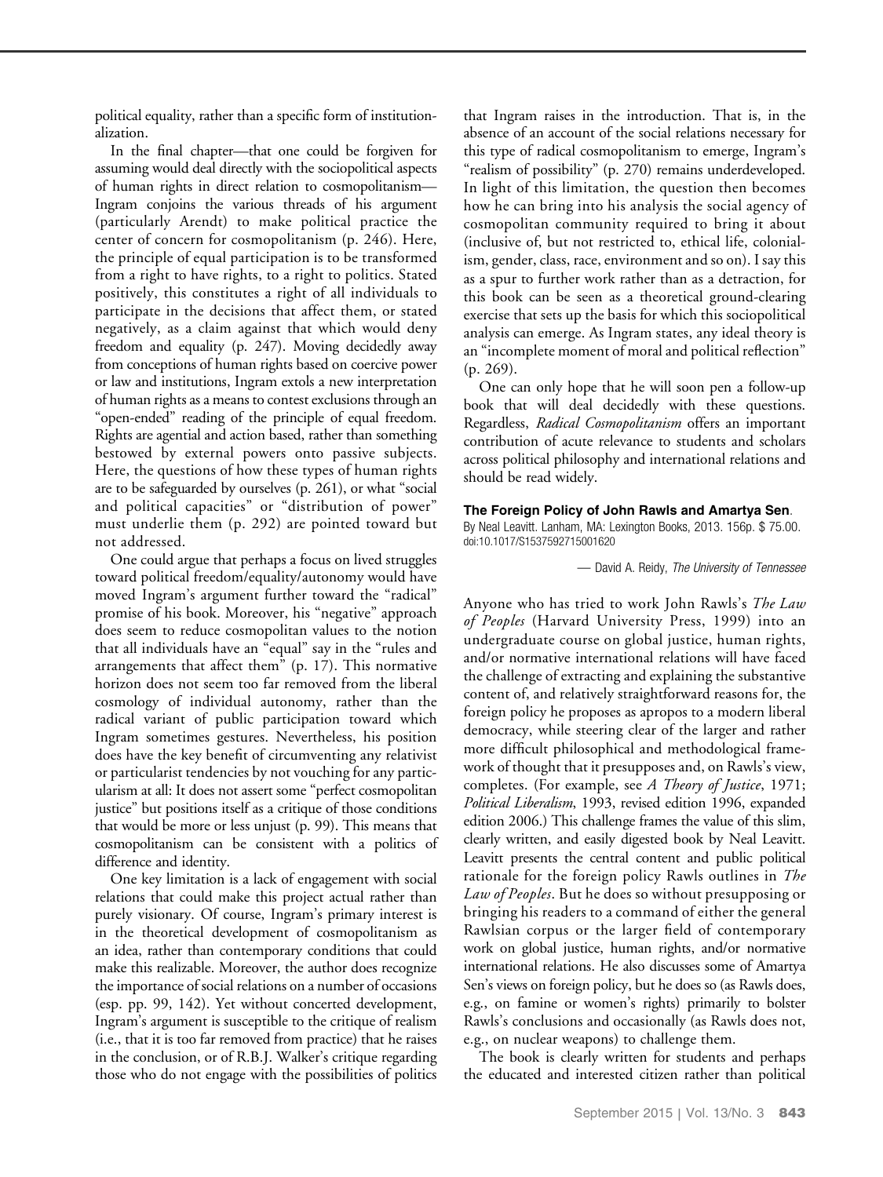political equality, rather than a specific form of institutionalization.

In the final chapter—that one could be forgiven for assuming would deal directly with the sociopolitical aspects of human rights in direct relation to cosmopolitanism—Ingram conjoins the various threads of his argument (particularly Arendt) to make political practice the center of concern for cosmopolitanism (p. 246). Here, the principle of equal participation is to be transformed from a right to have rights, to a right to politics. Stated positively, this constitutes a right of all individuals to participate in the decisions that affect them, or stated negatively, as a claim against that which would deny freedom and equality (p. 247). Moving decidedly away from conceptions of human rights based on coercive power or law and institutions, Ingram extols a new interpretation of human rights as a means to contest exclusions through an "open-ended" reading of the principle of equal freedom. Rights are agential and action based, rather than something bestowed by external powers onto passive subjects. Here, the questions of how these types of human rights are to be safeguarded by ourselves (p. 261), or what "social and political capacities" or "distribution of power" must underlie them (p. 292) are pointed toward but not addressed.

One could argue that perhaps a focus on lived struggles toward political freedom/equality/autonomy would have moved Ingram's argument further toward the "radical" promise of his book. Moreover, his "negative" approach does seem to reduce cosmopolitan values to the notion that all individuals have an "equal" say in the "rules and arrangements that affect them" (p. 17). This normative horizon does not seem too far removed from the liberal cosmology of individual autonomy, rather than the radical variant of public participation toward which Ingram sometimes gestures. Nevertheless, his position does have the key benefit of circumventing any relativist or particularist tendencies by not vouching for any particularism at all: It does not assert some "perfect cosmopolitan justice" but positions itself as a critique of those conditions that would be more or less unjust (p. 99). This means that cosmopolitanism can be consistent with a politics of difference and identity.

One key limitation is a lack of engagement with social relations that could make this project actual rather than purely visionary. Of course, Ingram's primary interest is in the theoretical development of cosmopolitanism as an idea, rather than contemporary conditions that could make this realizable. Moreover, the author does recognize the importance of social relations on a number of occasions (esp. pp. 99, 142). Yet without concerted development, Ingram's argument is susceptible to the critique of realism (i.e., that it is too far removed from practice) that he raises in the conclusion, or of R.B.J. Walker's critique regarding those who do not engage with the possibilities of politics that Ingram raises in the introduction. That is, in the absence of an account of the social relations necessary for this type of radical cosmopolitanism to emerge, Ingram's "realism of possibility" (p. 270) remains underdeveloped. In light of this limitation, the question then becomes how he can bring into his analysis the social agency of cosmopolitan community required to bring it about (inclusive of, but not restricted to, ethical life, colonialism, gender, class, race, environment and so on). I say this as a spur to further work rather than as a detraction, for this book can be seen as a theoretical ground-clearing exercise that sets up the basis for which this sociopolitical analysis can emerge. As Ingram states, any ideal theory is an "incomplete moment of moral and political reflection" (p. 269).

One can only hope that he will soon pen a follow-up book that will deal decidedly with these questions. Regardless, *Radical Cosmopolitanism* offers an important contribution of acute relevance to students and scholars across political philosophy and international relations and should be read widely.

**The Foreign Policy of John Rawls and Amartya Sen.**
By Neal Leavitt. Lanham, MA: Lexington Books, 2013. 156p. $ 75.00.
doi:10.1017/S1537592715001620

— David A. Reidy, *The University of Tennessee*

Anyone who has tried to work John Rawls's *The Law of Peoples* (Harvard University Press, 1999) into an undergraduate course on global justice, human rights, and/or normative international relations will have faced the challenge of extracting and explaining the substantive content of, and relatively straightforward reasons for, the foreign policy he proposes as apropos to a modern liberal democracy, while steering clear of the larger and rather more difficult philosophical and methodological framework of thought that it presupposes and, on Rawls's view, completes. (For example, see *A Theory of Justice*, 1971; *Political Liberalism*, 1993, revised edition 1996, expanded edition 2006.) This challenge frames the value of this slim, clearly written, and easily digested book by Neal Leavitt. Leavitt presents the central content and public political rationale for the foreign policy Rawls outlines in *The Law of Peoples*. But he does so without presupposing or bringing his readers to a command of either the general Rawlsian corpus or the larger field of contemporary work on global justice, human rights, and/or normative international relations. He also discusses some of Amartya Sen's views on foreign policy, but he does so (as Rawls does, e.g., on famine or women's rights) primarily to bolster Rawls's conclusions and occasionally (as Rawls does not, e.g., on nuclear weapons) to challenge them.

The book is clearly written for students and perhaps the educated and interested citizen rather than political